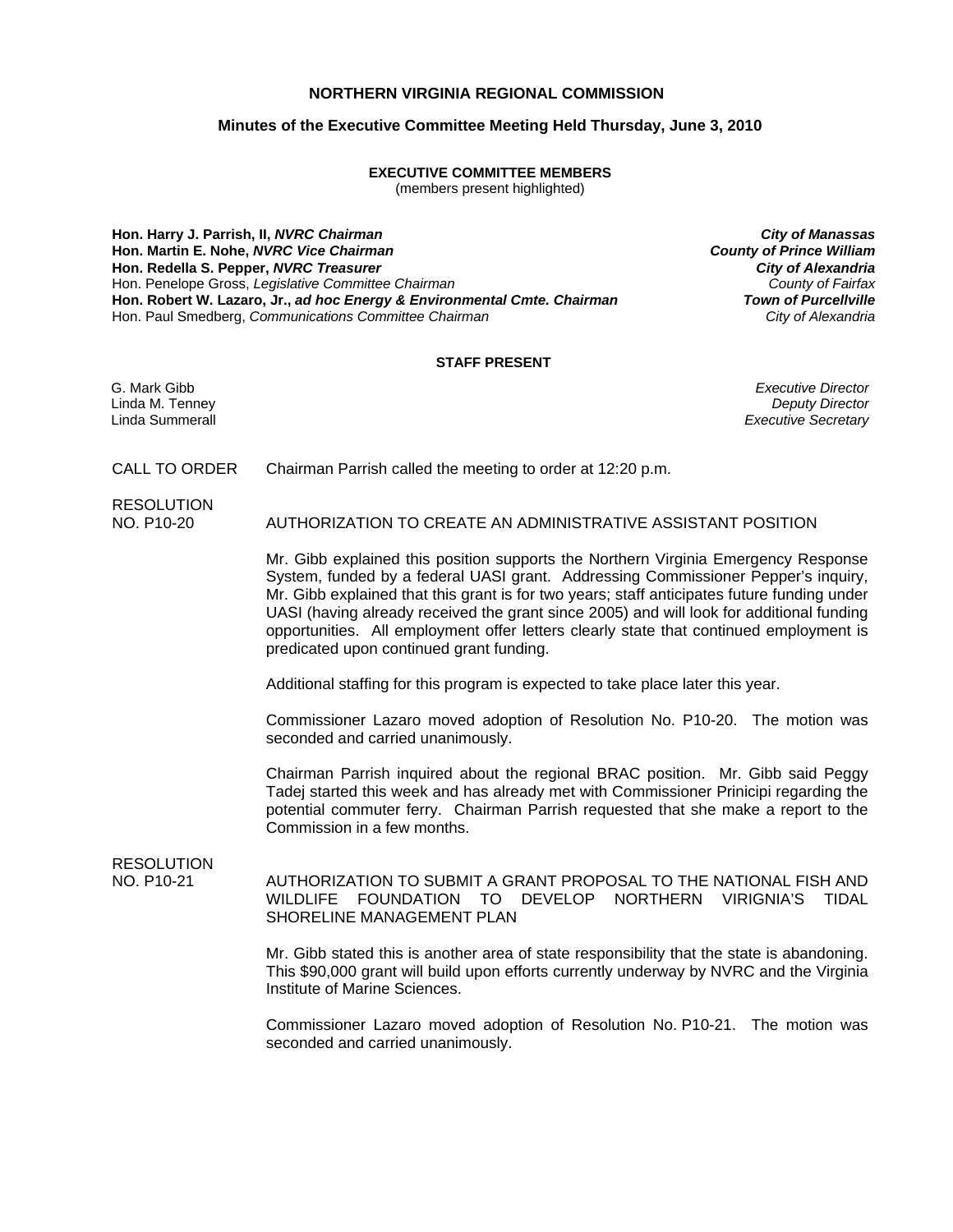# NORTHERN VIRGINIA REGIONAL COMMISSION

## Minutes of the Executive Committee Meeting Held Thursday, June 3, 2010

**EXECUTIVE COMMITTEE MEMBERS**
(members present highlighted)

| | |
|---|---|
| **Hon. Harry J. Parrish, II, *NVRC Chairman*** | ***City of Manassas*** |
| **Hon. Martin E. Nohe, *NVRC Vice Chairman*** | ***County of Prince William*** |
| **Hon. Redella S. Pepper, *NVRC Treasurer*** | ***City of Alexandria*** |
| Hon. Penelope Gross, *Legislative Committee Chairman* | *County of Fairfax* |
| **Hon. Robert W. Lazaro, Jr., *ad hoc Energy & Environmental Cmte. Chairman*** | ***Town of Purcellville*** |
| Hon. Paul Smedberg, *Communications Committee Chairman* | *City of Alexandria* |

**STAFF PRESENT**

| | |
|---|---|
| G. Mark Gibb | *Executive Director* |
| Linda M. Tenney | *Deputy Director* |
| Linda Summerall | *Executive Secretary* |

CALL TO ORDER — Chairman Parrish called the meeting to order at 12:20 p.m.

RESOLUTION NO. P10-20 — AUTHORIZATION TO CREATE AN ADMINISTRATIVE ASSISTANT POSITION

Mr. Gibb explained this position supports the Northern Virginia Emergency Response System, funded by a federal UASI grant. Addressing Commissioner Pepper's inquiry, Mr. Gibb explained that this grant is for two years; staff anticipates future funding under UASI (having already received the grant since 2005) and will look for additional funding opportunities. All employment offer letters clearly state that continued employment is predicated upon continued grant funding.

Additional staffing for this program is expected to take place later this year.

Commissioner Lazaro moved adoption of Resolution No. P10-20. The motion was seconded and carried unanimously.

Chairman Parrish inquired about the regional BRAC position. Mr. Gibb said Peggy Tadej started this week and has already met with Commissioner Prinicipi regarding the potential commuter ferry. Chairman Parrish requested that she make a report to the Commission in a few months.

RESOLUTION NO. P10-21 — AUTHORIZATION TO SUBMIT A GRANT PROPOSAL TO THE NATIONAL FISH AND WILDLIFE FOUNDATION TO DEVELOP NORTHERN VIRIGNIA'S TIDAL SHORELINE MANAGEMENT PLAN

Mr. Gibb stated this is another area of state responsibility that the state is abandoning. This $90,000 grant will build upon efforts currently underway by NVRC and the Virginia Institute of Marine Sciences.

Commissioner Lazaro moved adoption of Resolution No. P10-21. The motion was seconded and carried unanimously.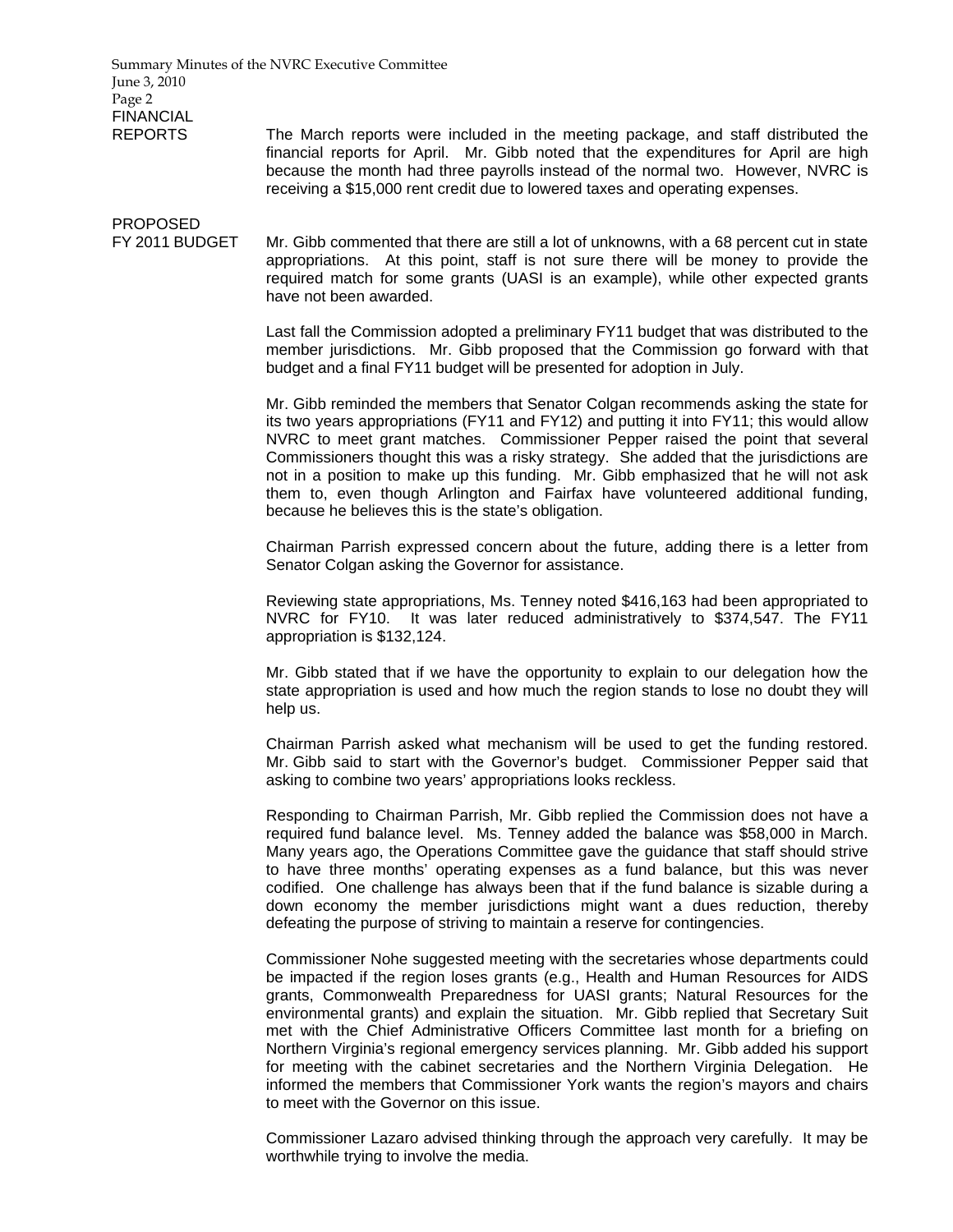FINANCIAL REPORTS

The March reports were included in the meeting package, and staff distributed the financial reports for April. Mr. Gibb noted that the expenditures for April are high because the month had three payrolls instead of the normal two. However, NVRC is receiving a $15,000 rent credit due to lowered taxes and operating expenses.

PROPOSED FY 2011 BUDGET

Mr. Gibb commented that there are still a lot of unknowns, with a 68 percent cut in state appropriations. At this point, staff is not sure there will be money to provide the required match for some grants (UASI is an example), while other expected grants have not been awarded.

Last fall the Commission adopted a preliminary FY11 budget that was distributed to the member jurisdictions. Mr. Gibb proposed that the Commission go forward with that budget and a final FY11 budget will be presented for adoption in July.

Mr. Gibb reminded the members that Senator Colgan recommends asking the state for its two years appropriations (FY11 and FY12) and putting it into FY11; this would allow NVRC to meet grant matches. Commissioner Pepper raised the point that several Commissioners thought this was a risky strategy. She added that the jurisdictions are not in a position to make up this funding. Mr. Gibb emphasized that he will not ask them to, even though Arlington and Fairfax have volunteered additional funding, because he believes this is the state's obligation.

Chairman Parrish expressed concern about the future, adding there is a letter from Senator Colgan asking the Governor for assistance.

Reviewing state appropriations, Ms. Tenney noted $416,163 had been appropriated to NVRC for FY10. It was later reduced administratively to $374,547. The FY11 appropriation is $132,124.

Mr. Gibb stated that if we have the opportunity to explain to our delegation how the state appropriation is used and how much the region stands to lose no doubt they will help us.

Chairman Parrish asked what mechanism will be used to get the funding restored. Mr. Gibb said to start with the Governor's budget. Commissioner Pepper said that asking to combine two years' appropriations looks reckless.

Responding to Chairman Parrish, Mr. Gibb replied the Commission does not have a required fund balance level. Ms. Tenney added the balance was $58,000 in March. Many years ago, the Operations Committee gave the guidance that staff should strive to have three months' operating expenses as a fund balance, but this was never codified. One challenge has always been that if the fund balance is sizable during a down economy the member jurisdictions might want a dues reduction, thereby defeating the purpose of striving to maintain a reserve for contingencies.

Commissioner Nohe suggested meeting with the secretaries whose departments could be impacted if the region loses grants (e.g., Health and Human Resources for AIDS grants, Commonwealth Preparedness for UASI grants; Natural Resources for the environmental grants) and explain the situation. Mr. Gibb replied that Secretary Suit met with the Chief Administrative Officers Committee last month for a briefing on Northern Virginia's regional emergency services planning. Mr. Gibb added his support for meeting with the cabinet secretaries and the Northern Virginia Delegation. He informed the members that Commissioner York wants the region's mayors and chairs to meet with the Governor on this issue.

Commissioner Lazaro advised thinking through the approach very carefully. It may be worthwhile trying to involve the media.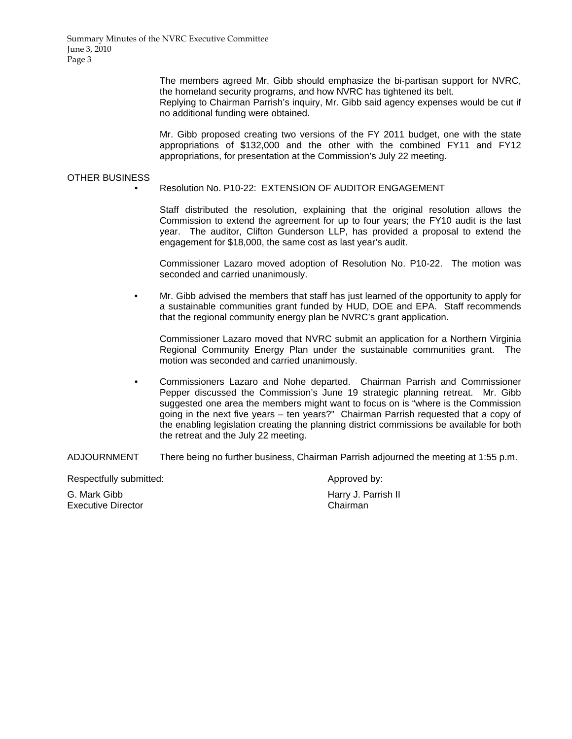The members agreed Mr. Gibb should emphasize the bi-partisan support for NVRC, the homeland security programs, and how NVRC has tightened its belt.
Replying to Chairman Parrish's inquiry, Mr. Gibb said agency expenses would be cut if no additional funding were obtained.

Mr. Gibb proposed creating two versions of the FY 2011 budget, one with the state appropriations of $132,000 and the other with the combined FY11 and FY12 appropriations, for presentation at the Commission's July 22 meeting.

OTHER BUSINESS

- Resolution No. P10-22: EXTENSION OF AUDITOR ENGAGEMENT

  Staff distributed the resolution, explaining that the original resolution allows the Commission to extend the agreement for up to four years; the FY10 audit is the last year. The auditor, Clifton Gunderson LLP, has provided a proposal to extend the engagement for $18,000, the same cost as last year's audit.

  Commissioner Lazaro moved adoption of Resolution No. P10-22. The motion was seconded and carried unanimously.

- Mr. Gibb advised the members that staff has just learned of the opportunity to apply for a sustainable communities grant funded by HUD, DOE and EPA. Staff recommends that the regional community energy plan be NVRC's grant application.

  Commissioner Lazaro moved that NVRC submit an application for a Northern Virginia Regional Community Energy Plan under the sustainable communities grant. The motion was seconded and carried unanimously.

- Commissioners Lazaro and Nohe departed. Chairman Parrish and Commissioner Pepper discussed the Commission's June 19 strategic planning retreat. Mr. Gibb suggested one area the members might want to focus on is "where is the Commission going in the next five years – ten years?" Chairman Parrish requested that a copy of the enabling legislation creating the planning district commissions be available for both the retreat and the July 22 meeting.

ADJOURNMENT There being no further business, Chairman Parrish adjourned the meeting at 1:55 p.m.

Respectfully submitted:

G. Mark Gibb
Executive Director

Approved by:

Harry J. Parrish II
Chairman